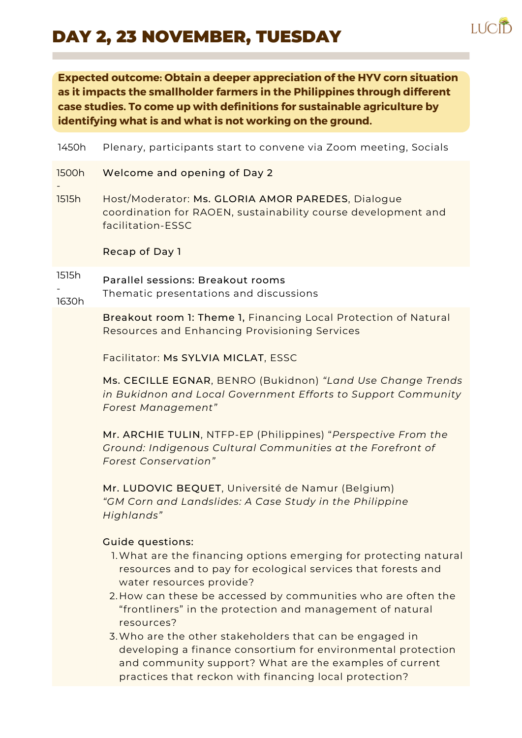# DAY 2, 23 NOVEMBER, TUESDAY

**Expected outcome: Obtain a deeper appreciation of the HYV corn situation as it impacts the smallholder farmers in the Philippines through different case studies. To come up with definitions for sustainable agriculture by identifying what is and what is not working on the ground.**

| Time | Activity |
|---|---|
| 1450h | Plenary, participants start to convene via Zoom meeting, Socials |
| 1500h - 1515h | Welcome and opening of Day 2<br><br>Host/Moderator: Ms. GLORIA AMOR PAREDES, Dialogue coordination for RAOEN, sustainability course development and facilitation-ESSC<br><br>Recap of Day 1 |
| 1515h - 1630h | Parallel sessions: Breakout rooms<br>Thematic presentations and discussions |

Breakout room 1: Theme 1, Financing Local Protection of Natural Resources and Enhancing Provisioning Services

Facilitator: Ms SYLVIA MICLAT, ESSC

Ms. CECILLE EGNAR, BENRO (Bukidnon) *"Land Use Change Trends in Bukidnon and Local Government Efforts to Support Community Forest Management"*

Mr. ARCHIE TULIN, NTFP-EP (Philippines) "*Perspective From the Ground: Indigenous Cultural Communities at the Forefront of Forest Conservation"*

Mr. LUDOVIC BEQUET, Université de Namur (Belgium) *"GM Corn and Landslides: A Case Study in the Philippine Highlands"*

Guide questions:

1. What are the financing options emerging for protecting natural resources and to pay for ecological services that forests and water resources provide?
2. How can these be accessed by communities who are often the "frontliners" in the protection and management of natural resources?
3. Who are the other stakeholders that can be engaged in developing a finance consortium for environmental protection and community support? What are the examples of current practices that reckon with financing local protection?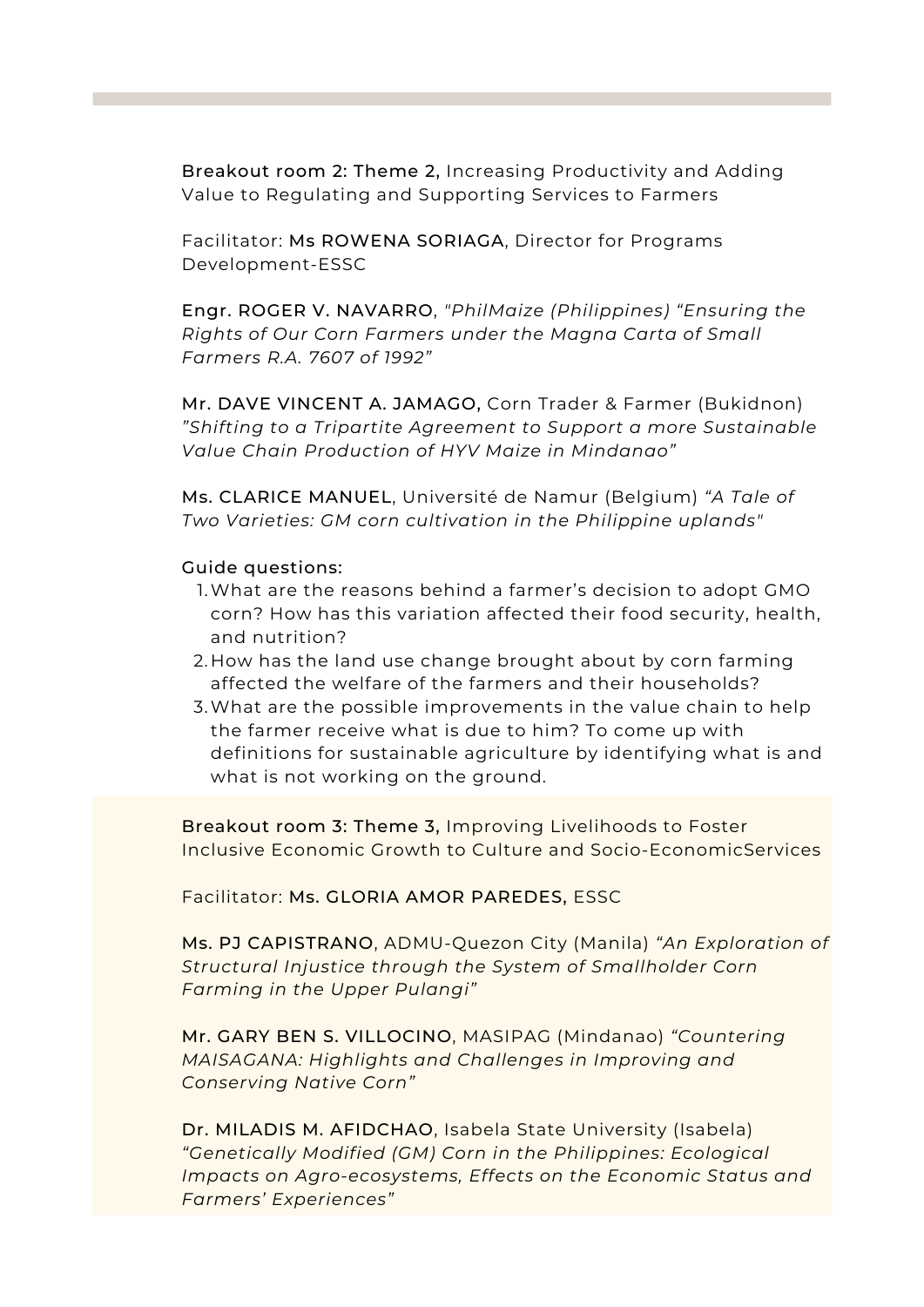**Breakout room 2: Theme 2,** Increasing Productivity and Adding Value to Regulating and Supporting Services to Farmers

Facilitator: **Ms ROWENA SORIAGA**, Director for Programs Development-ESSC

**Engr. ROGER V. NAVARRO**, *"PhilMaize (Philippines) "Ensuring the Rights of Our Corn Farmers under the Magna Carta of Small Farmers R.A. 7607 of 1992"*

**Mr. DAVE VINCENT A. JAMAGO,** Corn Trader & Farmer (Bukidnon) *"Shifting to a Tripartite Agreement to Support a more Sustainable Value Chain Production of HYV Maize in Mindanao"*

**Ms. CLARICE MANUEL**, Université de Namur (Belgium) *"A Tale of Two Varieties: GM corn cultivation in the Philippine uplands"*

**Guide questions:**

1. What are the reasons behind a farmer's decision to adopt GMO corn? How has this variation affected their food security, health, and nutrition?
2. How has the land use change brought about by corn farming affected the welfare of the farmers and their households?
3. What are the possible improvements in the value chain to help the farmer receive what is due to him? To come up with definitions for sustainable agriculture by identifying what is and what is not working on the ground.

**Breakout room 3: Theme 3,** Improving Livelihoods to Foster Inclusive Economic Growth to Culture and Socio-EconomicServices

Facilitator: **Ms. GLORIA AMOR PAREDES,** ESSC

**Ms. PJ CAPISTRANO**, ADMU-Quezon City (Manila) *"An Exploration of Structural Injustice through the System of Smallholder Corn Farming in the Upper Pulangi"*

**Mr. GARY BEN S. VILLOCINO**, MASIPAG (Mindanao) *"Countering MAISAGANA: Highlights and Challenges in Improving and Conserving Native Corn"*

**Dr. MILADIS M. AFIDCHAO**, Isabela State University (Isabela) *"Genetically Modified (GM) Corn in the Philippines: Ecological Impacts on Agro-ecosystems, Effects on the Economic Status and Farmers' Experiences"*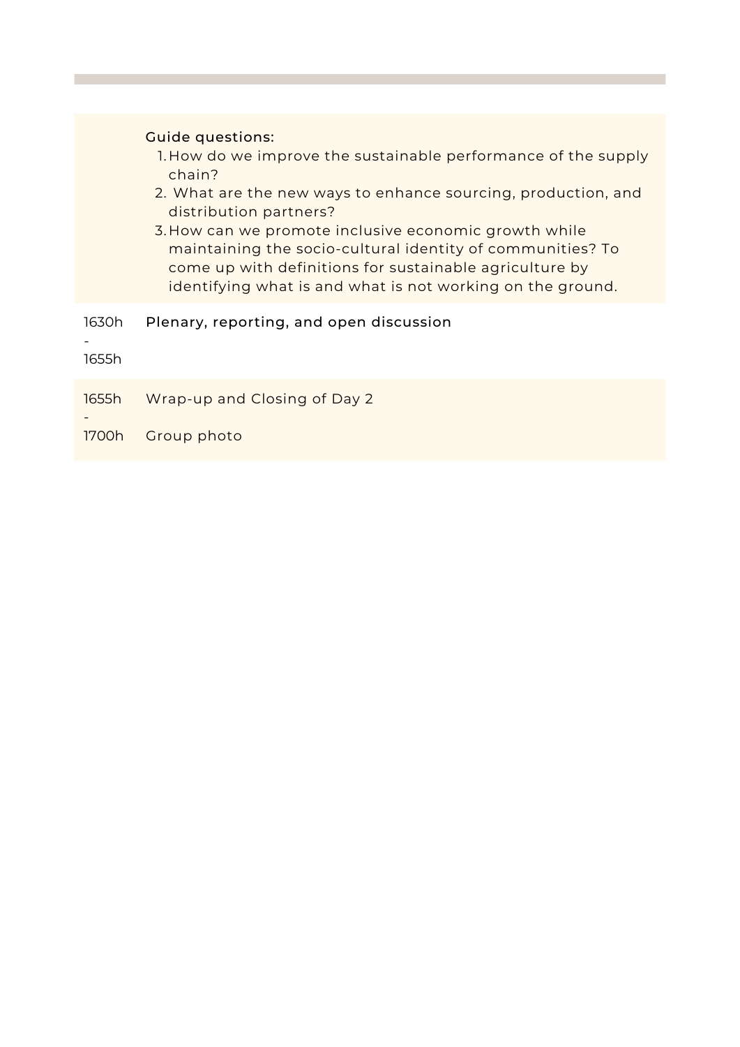| | |
|---|---|
| | Guide questions:<br>1. How do we improve the sustainable performance of the supply chain?<br>2. What are the new ways to enhance sourcing, production, and distribution partners?<br>3. How can we promote inclusive economic growth while maintaining the socio-cultural identity of communities? To come up with definitions for sustainable agriculture by identifying what is and what is not working on the ground. |
| 1630h - 1655h | Plenary, reporting, and open discussion |
| 1655h - 1700h | Wrap-up and Closing of Day 2<br><br>Group photo |